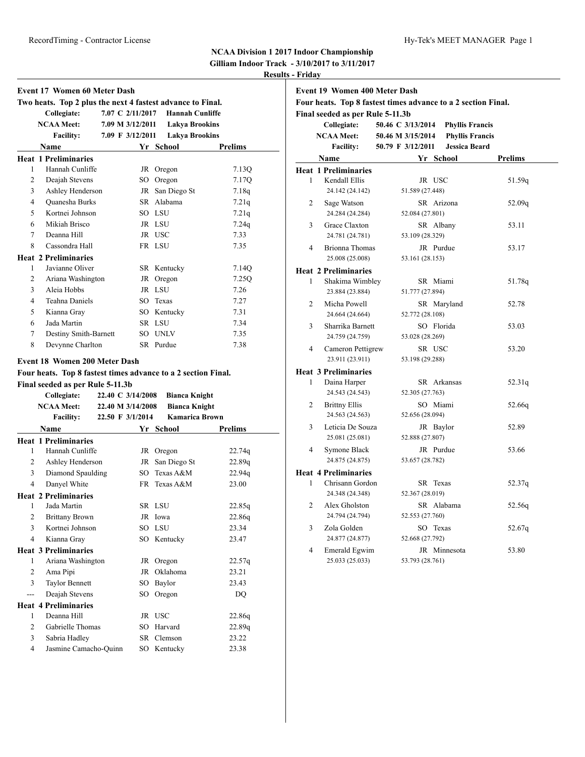# NCAA Division 1 2017 Indoor Championship

**Gilliam Indoor Track - 3/10/2017 to 3/11/2017**

**Results - Friday**

## Event 17 Women 60 Meter Dash

**Two heats. Top 2 plus the next 4 fastest advance to Final.**

| | | | |
|---|---|---|---|
| Collegiate: | 7.07 C 2/11/2017 | Hannah Cunliffe | |
| NCAA Meet: | 7.09 M 3/12/2011 | Lakya Brookins | |
| Facility: | 7.09 F 3/12/2011 | Lakya Brookins | |

| | Name | Yr | School | Prelims |
|---|---|---|---|---|
| **Heat 1 Preliminaries** | | | | |
| 1 | Hannah Cunliffe | JR | Oregon | 7.13Q |
| 2 | Deajah Stevens | SO | Oregon | 7.17Q |
| 3 | Ashley Henderson | JR | San Diego St | 7.18q |
| 4 | Quanesha Burks | SR | Alabama | 7.21q |
| 5 | Kortnei Johnson | SO | LSU | 7.21q |
| 6 | Mikiah Brisco | JR | LSU | 7.24q |
| 7 | Deanna Hill | JR | USC | 7.33 |
| 8 | Cassondra Hall | FR | LSU | 7.35 |
| **Heat 2 Preliminaries** | | | | |
| 1 | Javianne Oliver | SR | Kentucky | 7.14Q |
| 2 | Ariana Washington | JR | Oregon | 7.25Q |
| 3 | Aleia Hobbs | JR | LSU | 7.26 |
| 4 | Teahna Daniels | SO | Texas | 7.27 |
| 5 | Kianna Gray | SO | Kentucky | 7.31 |
| 6 | Jada Martin | SR | LSU | 7.34 |
| 7 | Destiny Smith-Barnett | SO | UNLV | 7.35 |
| 8 | Devynne Charlton | SR | Purdue | 7.38 |

## Event 18 Women 200 Meter Dash

**Four heats. Top 8 fastest times advance to a 2 section Final.**

**Final seeded as per Rule 5-11.3b**

| | | | |
|---|---|---|---|
| Collegiate: | 22.40 C 3/14/2008 | Bianca Knight | |
| NCAA Meet: | 22.40 M 3/14/2008 | Bianca Knight | |
| Facility: | 22.50 F 3/1/2014 | Kamarica Brown | |

| | Name | Yr | School | Prelims |
|---|---|---|---|---|
| **Heat 1 Preliminaries** | | | | |
| 1 | Hannah Cunliffe | JR | Oregon | 22.74q |
| 2 | Ashley Henderson | JR | San Diego St | 22.89q |
| 3 | Diamond Spaulding | SO | Texas A&M | 22.94q |
| 4 | Danyel White | FR | Texas A&M | 23.00 |
| **Heat 2 Preliminaries** | | | | |
| 1 | Jada Martin | SR | LSU | 22.85q |
| 2 | Brittany Brown | JR | Iowa | 22.86q |
| 3 | Kortnei Johnson | SO | LSU | 23.34 |
| 4 | Kianna Gray | SO | Kentucky | 23.47 |
| **Heat 3 Preliminaries** | | | | |
| 1 | Ariana Washington | JR | Oregon | 22.57q |
| 2 | Ama Pipi | JR | Oklahoma | 23.21 |
| 3 | Taylor Bennett | SO | Baylor | 23.43 |
| --- | Deajah Stevens | SO | Oregon | DQ |
| **Heat 4 Preliminaries** | | | | |
| 1 | Deanna Hill | JR | USC | 22.86q |
| 2 | Gabrielle Thomas | SO | Harvard | 22.89q |
| 3 | Sabria Hadley | SR | Clemson | 23.22 |
| 4 | Jasmine Camacho-Quinn | SO | Kentucky | 23.38 |

## Event 19 Women 400 Meter Dash

**Four heats. Top 8 fastest times advance to a 2 section Final.**

**Final seeded as per Rule 5-11.3b**

| | | | |
|---|---|---|---|
| Collegiate: | 50.46 C 3/13/2014 | Phyllis Francis | |
| NCAA Meet: | 50.46 M 3/15/2014 | Phyllis Francis | |
| Facility: | 50.79 F 3/12/2011 | Jessica Beard | |

| | Name | Yr | School | Prelims |
|---|---|---|---|---|
| **Heat 1 Preliminaries** | | | | |
| 1 | Kendall Ellis | JR | USC | 51.59q |
| | 24.142 (24.142) | 51.589 (27.448) | | |
| 2 | Sage Watson | SR | Arizona | 52.09q |
| | 24.284 (24.284) | 52.084 (27.801) | | |
| 3 | Grace Claxton | SR | Albany | 53.11 |
| | 24.781 (24.781) | 53.109 (28.329) | | |
| 4 | Brionna Thomas | JR | Purdue | 53.17 |
| | 25.008 (25.008) | 53.161 (28.153) | | |
| **Heat 2 Preliminaries** | | | | |
| 1 | Shakima Wimbley | SR | Miami | 51.78q |
| | 23.884 (23.884) | 51.777 (27.894) | | |
| 2 | Micha Powell | SR | Maryland | 52.78 |
| | 24.664 (24.664) | 52.772 (28.108) | | |
| 3 | Sharrika Barnett | SO | Florida | 53.03 |
| | 24.759 (24.759) | 53.028 (28.269) | | |
| 4 | Cameron Pettigrew | SR | USC | 53.20 |
| | 23.911 (23.911) | 53.198 (29.288) | | |
| **Heat 3 Preliminaries** | | | | |
| 1 | Daina Harper | SR | Arkansas | 52.31q |
| | 24.543 (24.543) | 52.305 (27.763) | | |
| 2 | Brittny Ellis | SO | Miami | 52.66q |
| | 24.563 (24.563) | 52.656 (28.094) | | |
| 3 | Leticia De Souza | JR | Baylor | 52.89 |
| | 25.081 (25.081) | 52.888 (27.807) | | |
| 4 | Symone Black | JR | Purdue | 53.66 |
| | 24.875 (24.875) | 53.657 (28.782) | | |
| **Heat 4 Preliminaries** | | | | |
| 1 | Chrisann Gordon | SR | Texas | 52.37q |
| | 24.348 (24.348) | 52.367 (28.019) | | |
| 2 | Alex Gholston | SR | Alabama | 52.56q |
| | 24.794 (24.794) | 52.553 (27.760) | | |
| 3 | Zola Golden | SO | Texas | 52.67q |
| | 24.877 (24.877) | 52.668 (27.792) | | |
| 4 | Emerald Egwim | JR | Minnesota | 53.80 |
| | 25.033 (25.033) | 53.793 (28.761) | | |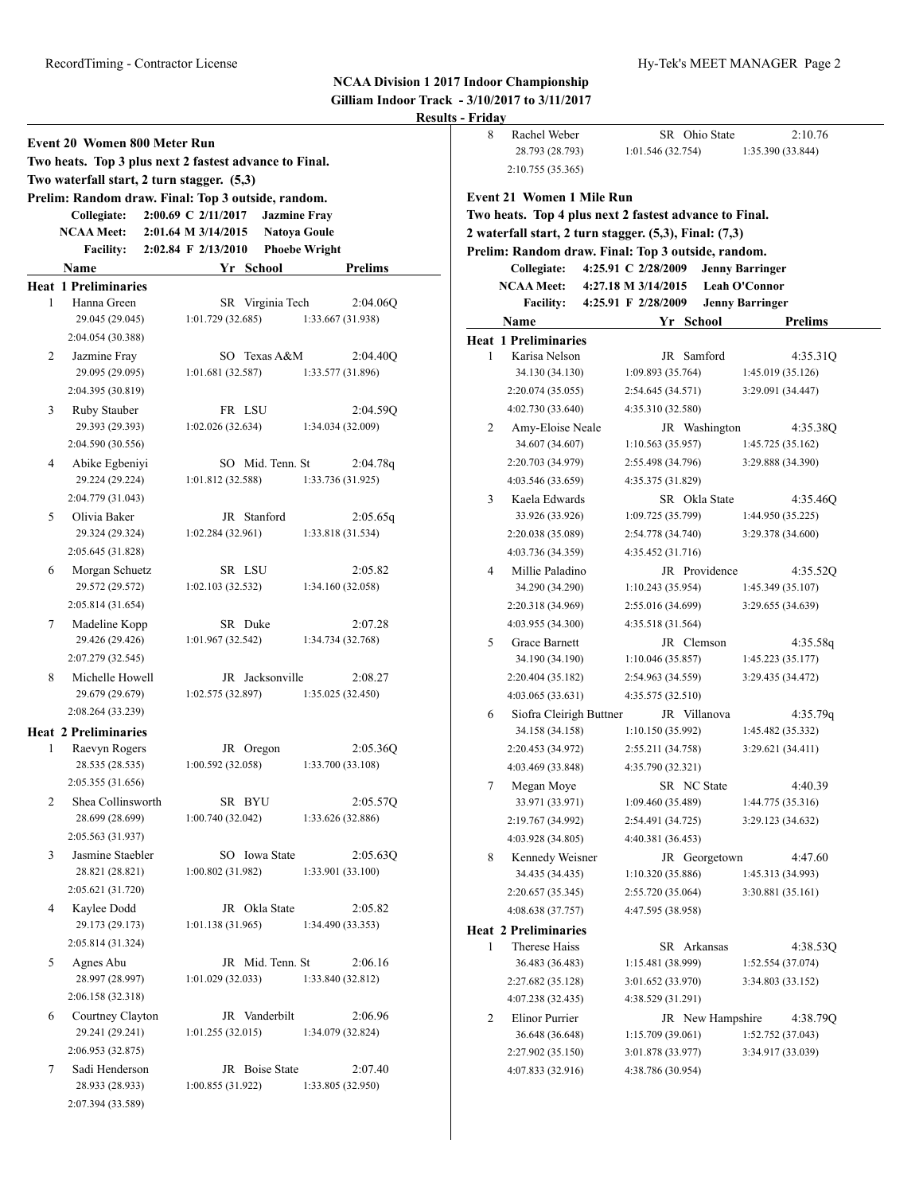**NCAA Division 1 2017 Indoor Championship**
**Gilliam Indoor Track - 3/10/2017 to 3/11/2017**
**Results - Friday**

## Event 20 Women 800 Meter Run

**Two heats. Top 3 plus next 2 fastest advance to Final.**
**Two waterfall start, 2 turn stagger. (5,3)**
**Prelim: Random draw. Final: Top 3 outside, random.**

| | | | |
|---|---|---|---|
| Collegiate: | 2:00.69 C 2/11/2017 | Jazmine Fray | |
| NCAA Meet: | 2:01.64 M 3/14/2015 | Natoya Goule | |
| Facility: | 2:02.84 F 2/13/2010 | Phoebe Wright | |

### Heat 1 Preliminaries

| Place | Name | Yr | School | Prelims |
|---|---|---|---|---|
| 1 | Hanna Green | SR | Virginia Tech | 2:04.06Q |
| | 29.045 (29.045) | 1:01.729 (32.685) | 1:33.667 (31.938) | 2:04.054 (30.388) |
| 2 | Jazmine Fray | SO | Texas A&M | 2:04.40Q |
| | 29.095 (29.095) | 1:01.681 (32.587) | 1:33.577 (31.896) | 2:04.395 (30.819) |
| 3 | Ruby Stauber | FR | LSU | 2:04.59Q |
| | 29.393 (29.393) | 1:02.026 (32.634) | 1:34.034 (32.009) | 2:04.590 (30.556) |
| 4 | Abike Egbeniyi | SO | Mid. Tenn. St | 2:04.78q |
| | 29.224 (29.224) | 1:01.812 (32.588) | 1:33.736 (31.925) | 2:04.779 (31.043) |
| 5 | Olivia Baker | JR | Stanford | 2:05.65q |
| | 29.324 (29.324) | 1:02.284 (32.961) | 1:33.818 (31.534) | 2:05.645 (31.828) |
| 6 | Morgan Schuetz | SR | LSU | 2:05.82 |
| | 29.572 (29.572) | 1:02.103 (32.532) | 1:34.160 (32.058) | 2:05.814 (31.654) |
| 7 | Madeline Kopp | SR | Duke | 2:07.28 |
| | 29.426 (29.426) | 1:01.967 (32.542) | 1:34.734 (32.768) | 2:07.279 (32.545) |
| 8 | Michelle Howell | JR | Jacksonville | 2:08.27 |
| | 29.679 (29.679) | 1:02.575 (32.897) | 1:35.025 (32.450) | 2:08.264 (33.239) |

### Heat 2 Preliminaries

| Place | Name | Yr | School | Prelims |
|---|---|---|---|---|
| 1 | Raevyn Rogers | JR | Oregon | 2:05.36Q |
| | 28.535 (28.535) | 1:00.592 (32.058) | 1:33.700 (33.108) | 2:05.355 (31.656) |
| 2 | Shea Collinsworth | SR | BYU | 2:05.57Q |
| | 28.699 (28.699) | 1:00.740 (32.042) | 1:33.626 (32.886) | 2:05.563 (31.937) |
| 3 | Jasmine Staebler | SO | Iowa State | 2:05.63Q |
| | 28.821 (28.821) | 1:00.802 (31.982) | 1:33.901 (33.100) | 2:05.621 (31.720) |
| 4 | Kaylee Dodd | JR | Okla State | 2:05.82 |
| | 29.173 (29.173) | 1:01.138 (31.965) | 1:34.490 (33.353) | 2:05.814 (31.324) |
| 5 | Agnes Abu | JR | Mid. Tenn. St | 2:06.16 |
| | 28.997 (28.997) | 1:01.029 (32.033) | 1:33.840 (32.812) | 2:06.158 (32.318) |
| 6 | Courtney Clayton | JR | Vanderbilt | 2:06.96 |
| | 29.241 (29.241) | 1:01.255 (32.015) | 1:34.079 (32.824) | 2:06.953 (32.875) |
| 7 | Sadi Henderson | JR | Boise State | 2:07.40 |
| | 28.933 (28.933) | 1:00.855 (31.922) | 1:33.805 (32.950) | 2:07.394 (33.589) |
| 8 | Rachel Weber | SR | Ohio State | 2:10.76 |
| | 28.793 (28.793) | 1:01.546 (32.754) | 1:35.390 (33.844) | 2:10.755 (35.365) |

## Event 21 Women 1 Mile Run

**Two heats. Top 4 plus next 2 fastest advance to Final.**
**2 waterfall start, 2 turn stagger. (5,3), Final: (7,3)**
**Prelim: Random draw. Final: Top 3 outside, random.**

| | | | |
|---|---|---|---|
| Collegiate: | 4:25.91 C 2/28/2009 | Jenny Barringer | |
| NCAA Meet: | 4:27.18 M 3/14/2015 | Leah O'Connor | |
| Facility: | 4:25.91 F 2/28/2009 | Jenny Barringer | |

### Heat 1 Preliminaries

| Place | Name | Yr | School | Prelims |
|---|---|---|---|---|
| 1 | Karisa Nelson | JR | Samford | 4:35.31Q |
| | 34.130 (34.130) | 1:09.893 (35.764) | 1:45.019 (35.126) | |
| | 2:20.074 (35.055) | 2:54.645 (34.571) | 3:29.091 (34.447) | |
| | 4:02.730 (33.640) | 4:35.310 (32.580) | | |
| 2 | Amy-Eloise Neale | JR | Washington | 4:35.38Q |
| | 34.607 (34.607) | 1:10.563 (35.957) | 1:45.725 (35.162) | |
| | 2:20.703 (34.979) | 2:55.498 (34.796) | 3:29.888 (34.390) | |
| | 4:03.546 (33.659) | 4:35.375 (31.829) | | |
| 3 | Kaela Edwards | SR | Okla State | 4:35.46Q |
| | 33.926 (33.926) | 1:09.725 (35.799) | 1:44.950 (35.225) | |
| | 2:20.038 (35.089) | 2:54.778 (34.740) | 3:29.378 (34.600) | |
| | 4:03.736 (34.359) | 4:35.452 (31.716) | | |
| 4 | Millie Paladino | JR | Providence | 4:35.52Q |
| | 34.290 (34.290) | 1:10.243 (35.954) | 1:45.349 (35.107) | |
| | 2:20.318 (34.969) | 2:55.016 (34.699) | 3:29.655 (34.639) | |
| | 4:03.955 (34.300) | 4:35.518 (31.564) | | |
| 5 | Grace Barnett | JR | Clemson | 4:35.58q |
| | 34.190 (34.190) | 1:10.046 (35.857) | 1:45.223 (35.177) | |
| | 2:20.404 (35.182) | 2:54.963 (34.559) | 3:29.435 (34.472) | |
| | 4:03.065 (33.631) | 4:35.575 (32.510) | | |
| 6 | Siofra Cleirigh Buttner | JR | Villanova | 4:35.79q |
| | 34.158 (34.158) | 1:10.150 (35.992) | 1:45.482 (35.332) | |
| | 2:20.453 (34.972) | 2:55.211 (34.758) | 3:29.621 (34.411) | |
| | 4:03.469 (33.848) | 4:35.790 (32.321) | | |
| 7 | Megan Moye | SR | NC State | 4:40.39 |
| | 33.971 (33.971) | 1:09.460 (35.489) | 1:44.775 (35.316) | |
| | 2:19.767 (34.992) | 2:54.491 (34.725) | 3:29.123 (34.632) | |
| | 4:03.928 (34.805) | 4:40.381 (36.453) | | |
| 8 | Kennedy Weisner | JR | Georgetown | 4:47.60 |
| | 34.435 (34.435) | 1:10.320 (35.886) | 1:45.313 (34.993) | |
| | 2:20.657 (35.345) | 2:55.720 (35.064) | 3:30.881 (35.161) | |
| | 4:08.638 (37.757) | 4:47.595 (38.958) | | |

### Heat 2 Preliminaries

| Place | Name | Yr | School | Prelims |
|---|---|---|---|---|
| 1 | Therese Haiss | SR | Arkansas | 4:38.53Q |
| | 36.483 (36.483) | 1:15.481 (38.999) | 1:52.554 (37.074) | |
| | 2:27.682 (35.128) | 3:01.652 (33.970) | 3:34.803 (33.152) | |
| | 4:07.238 (32.435) | 4:38.529 (31.291) | | |
| 2 | Elinor Purrier | JR | New Hampshire | 4:38.79Q |
| | 36.648 (36.648) | 1:15.709 (39.061) | 1:52.752 (37.043) | |
| | 2:27.902 (35.150) | 3:01.878 (33.977) | 3:34.917 (33.039) | |
| | 4:07.833 (32.916) | 4:38.786 (30.954) | | |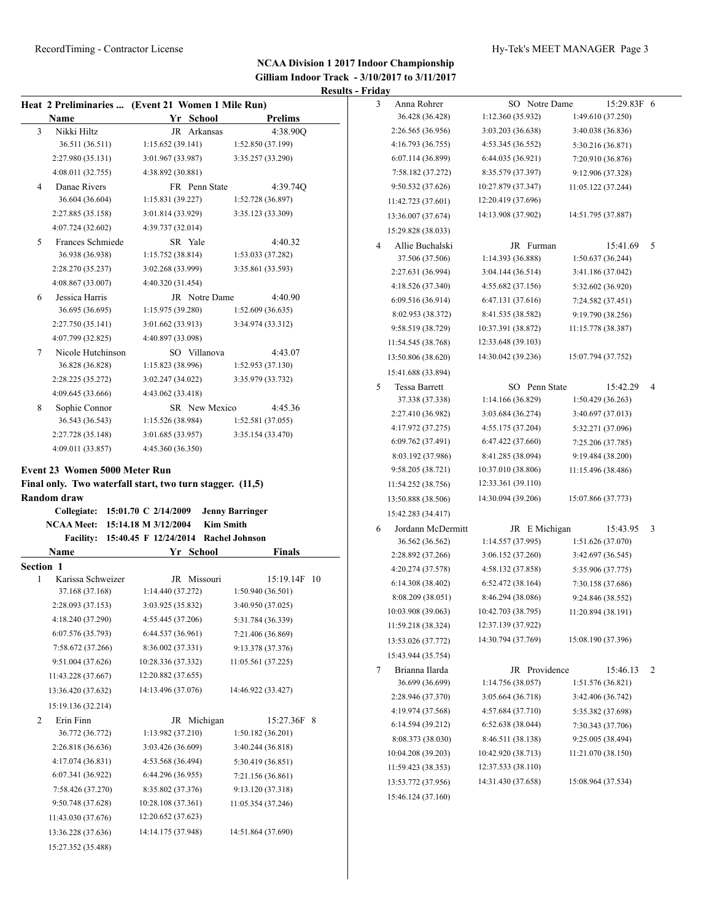## NCAA Division 1 2017 Indoor Championship

**Gilliam Indoor Track - 3/10/2017 to 3/11/2017**

**Results - Friday**

### Heat 2 Preliminaries ... (Event 21 Women 1 Mile Run)

| | Name | Yr | School | Prelims |
|---|---|---|---|---|
| 3 | Nikki Hiltz | JR | Arkansas | 4:38.90Q |
| | 36.511 (36.511) | 1:15.652 (39.141) | 1:52.850 (37.199) | |
| | 2:27.980 (35.131) | 3:01.967 (33.987) | 3:35.257 (33.290) | |
| | 4:08.011 (32.755) | 4:38.892 (30.881) | | |
| 4 | Danae Rivers | FR | Penn State | 4:39.74Q |
| | 36.604 (36.604) | 1:15.831 (39.227) | 1:52.728 (36.897) | |
| | 2:27.885 (35.158) | 3:01.814 (33.929) | 3:35.123 (33.309) | |
| | 4:07.724 (32.602) | 4:39.737 (32.014) | | |
| 5 | Frances Schmiede | SR | Yale | 4:40.32 |
| | 36.938 (36.938) | 1:15.752 (38.814) | 1:53.033 (37.282) | |
| | 2:28.270 (35.237) | 3:02.268 (33.999) | 3:35.861 (33.593) | |
| | 4:08.867 (33.007) | 4:40.320 (31.454) | | |
| 6 | Jessica Harris | JR | Notre Dame | 4:40.90 |
| | 36.695 (36.695) | 1:15.975 (39.280) | 1:52.609 (36.635) | |
| | 2:27.750 (35.141) | 3:01.662 (33.913) | 3:34.974 (33.312) | |
| | 4:07.799 (32.825) | 4:40.897 (33.098) | | |
| 7 | Nicole Hutchinson | SO | Villanova | 4:43.07 |
| | 36.828 (36.828) | 1:15.823 (38.996) | 1:52.953 (37.130) | |
| | 2:28.225 (35.272) | 3:02.247 (34.022) | 3:35.979 (33.732) | |
| | 4:09.645 (33.666) | 4:43.062 (33.418) | | |
| 8 | Sophie Connor | SR | New Mexico | 4:45.36 |
| | 36.543 (36.543) | 1:15.526 (38.984) | 1:52.581 (37.055) | |
| | 2:27.728 (35.148) | 3:01.685 (33.957) | 3:35.154 (33.470) | |
| | 4:09.011 (33.857) | 4:45.360 (36.350) | | |

### Event 23 Women 5000 Meter Run

**Final only. Two waterfall start, two turn stagger. (11,5)**

**Random draw**

**Collegiate: 15:01.70 C 2/14/2009 Jenny Barringer**
**NCAA Meet: 15:14.18 M 3/12/2004 Kim Smith**
**Facility: 15:40.45 F 12/24/2014 Rachel Johnson**

**Section 1**

| | Name | Yr | School | Finals | Pts |
|---|---|---|---|---|---|
| 1 | Karissa Schweizer | JR | Missouri | 15:19.14F | 10 |
| | 37.168 (37.168) | 1:14.440 (37.272) | 1:50.940 (36.501) | | |
| | 2:28.093 (37.153) | 3:03.925 (35.832) | 3:40.950 (37.025) | | |
| | 4:18.240 (37.290) | 4:55.445 (37.206) | 5:31.784 (36.339) | | |
| | 6:07.576 (35.793) | 6:44.537 (36.961) | 7:21.406 (36.869) | | |
| | 7:58.672 (37.266) | 8:36.002 (37.331) | 9:13.378 (37.376) | | |
| | 9:51.004 (37.626) | 10:28.336 (37.332) | 11:05.561 (37.225) | | |
| | 11:43.228 (37.667) | 12:20.882 (37.655) | | | |
| | 13:36.420 (37.632) | 14:13.496 (37.076) | 14:46.922 (33.427) | | |
| | 15:19.136 (32.214) | | | | |
| 2 | Erin Finn | JR | Michigan | 15:27.36F | 8 |
| | 36.772 (36.772) | 1:13.982 (37.210) | 1:50.182 (36.201) | | |
| | 2:26.818 (36.636) | 3:03.426 (36.609) | 3:40.244 (36.818) | | |
| | 4:17.074 (36.831) | 4:53.568 (36.494) | 5:30.419 (36.851) | | |
| | 6:07.341 (36.922) | 6:44.296 (36.955) | 7:21.156 (36.861) | | |
| | 7:58.426 (37.270) | 8:35.802 (37.376) | 9:13.120 (37.318) | | |
| | 9:50.748 (37.628) | 10:28.108 (37.361) | 11:05.354 (37.246) | | |
| | 11:43.030 (37.676) | 12:20.652 (37.623) | | | |
| | 13:36.228 (37.636) | 14:14.175 (37.948) | 14:51.864 (37.690) | | |
| | 15:27.352 (35.488) | | | | |
| 3 | Anna Rohrer | SO | Notre Dame | 15:29.83F | 6 |
| | 36.428 (36.428) | 1:12.360 (35.932) | 1:49.610 (37.250) | | |
| | 2:26.565 (36.956) | 3:03.203 (36.638) | 3:40.038 (36.836) | | |
| | 4:16.793 (36.755) | 4:53.345 (36.552) | 5:30.216 (36.871) | | |
| | 6:07.114 (36.899) | 6:44.035 (36.921) | 7:20.910 (36.876) | | |
| | 7:58.182 (37.272) | 8:35.579 (37.397) | 9:12.906 (37.328) | | |
| | 9:50.532 (37.626) | 10:27.879 (37.347) | 11:05.122 (37.244) | | |
| | 11:42.723 (37.601) | 12:20.419 (37.696) | | | |
| | 13:36.007 (37.674) | 14:13.908 (37.902) | 14:51.795 (37.887) | | |
| | 15:29.828 (38.033) | | | | |
| 4 | Allie Buchalski | JR | Furman | 15:41.69 | 5 |
| | 37.506 (37.506) | 1:14.393 (36.888) | 1:50.637 (36.244) | | |
| | 2:27.631 (36.994) | 3:04.144 (36.514) | 3:41.186 (37.042) | | |
| | 4:18.526 (37.340) | 4:55.682 (37.156) | 5:32.602 (36.920) | | |
| | 6:09.516 (36.914) | 6:47.131 (37.616) | 7:24.582 (37.451) | | |
| | 8:02.953 (38.372) | 8:41.535 (38.582) | 9:19.790 (38.256) | | |
| | 9:58.519 (38.729) | 10:37.391 (38.872) | 11:15.778 (38.387) | | |
| | 11:54.545 (38.768) | 12:33.648 (39.103) | | | |
| | 13:50.806 (38.620) | 14:30.042 (39.236) | 15:07.794 (37.752) | | |
| | 15:41.688 (33.894) | | | | |
| 5 | Tessa Barrett | SO | Penn State | 15:42.29 | 4 |
| | 37.338 (37.338) | 1:14.166 (36.829) | 1:50.429 (36.263) | | |
| | 2:27.410 (36.982) | 3:03.684 (36.274) | 3:40.697 (37.013) | | |
| | 4:17.972 (37.275) | 4:55.175 (37.204) | 5:32.271 (37.096) | | |
| | 6:09.762 (37.491) | 6:47.422 (37.660) | 7:25.206 (37.785) | | |
| | 8:03.192 (37.986) | 8:41.285 (38.094) | 9:19.484 (38.200) | | |
| | 9:58.205 (38.721) | 10:37.010 (38.806) | 11:15.496 (38.486) | | |
| | 11:54.252 (38.756) | 12:33.361 (39.110) | | | |
| | 13:50.888 (38.506) | 14:30.094 (39.206) | 15:07.866 (37.773) | | |
| | 15:42.283 (34.417) | | | | |
| 6 | Jordann McDermitt | JR | E Michigan | 15:43.95 | 3 |
| | 36.562 (36.562) | 1:14.557 (37.995) | 1:51.626 (37.070) | | |
| | 2:28.892 (37.266) | 3:06.152 (37.260) | 3:42.697 (36.545) | | |
| | 4:20.274 (37.578) | 4:58.132 (37.858) | 5:35.906 (37.775) | | |
| | 6:14.308 (38.402) | 6:52.472 (38.164) | 7:30.158 (37.686) | | |
| | 8:08.209 (38.051) | 8:46.294 (38.086) | 9:24.846 (38.552) | | |
| | 10:03.908 (39.063) | 10:42.703 (38.795) | 11:20.894 (38.191) | | |
| | 11:59.218 (38.324) | 12:37.139 (37.922) | | | |
| | 13:53.026 (37.772) | 14:30.794 (37.769) | 15:08.190 (37.396) | | |
| | 15:43.944 (35.754) | | | | |
| 7 | Brianna Ilarda | JR | Providence | 15:46.13 | 2 |
| | 36.699 (36.699) | 1:14.756 (38.057) | 1:51.576 (36.821) | | |
| | 2:28.946 (37.370) | 3:05.664 (36.718) | 3:42.406 (36.742) | | |
| | 4:19.974 (37.568) | 4:57.684 (37.710) | 5:35.382 (37.698) | | |
| | 6:14.594 (39.212) | 6:52.638 (38.044) | 7:30.343 (37.706) | | |
| | 8:08.373 (38.030) | 8:46.511 (38.138) | 9:25.005 (38.494) | | |
| | 10:04.208 (39.203) | 10:42.920 (38.713) | 11:21.070 (38.150) | | |
| | 11:59.423 (38.353) | 12:37.533 (38.110) | | | |
| | 13:53.772 (37.956) | 14:31.430 (37.658) | 15:08.964 (37.534) | | |
| | 15:46.124 (37.160) | | | | |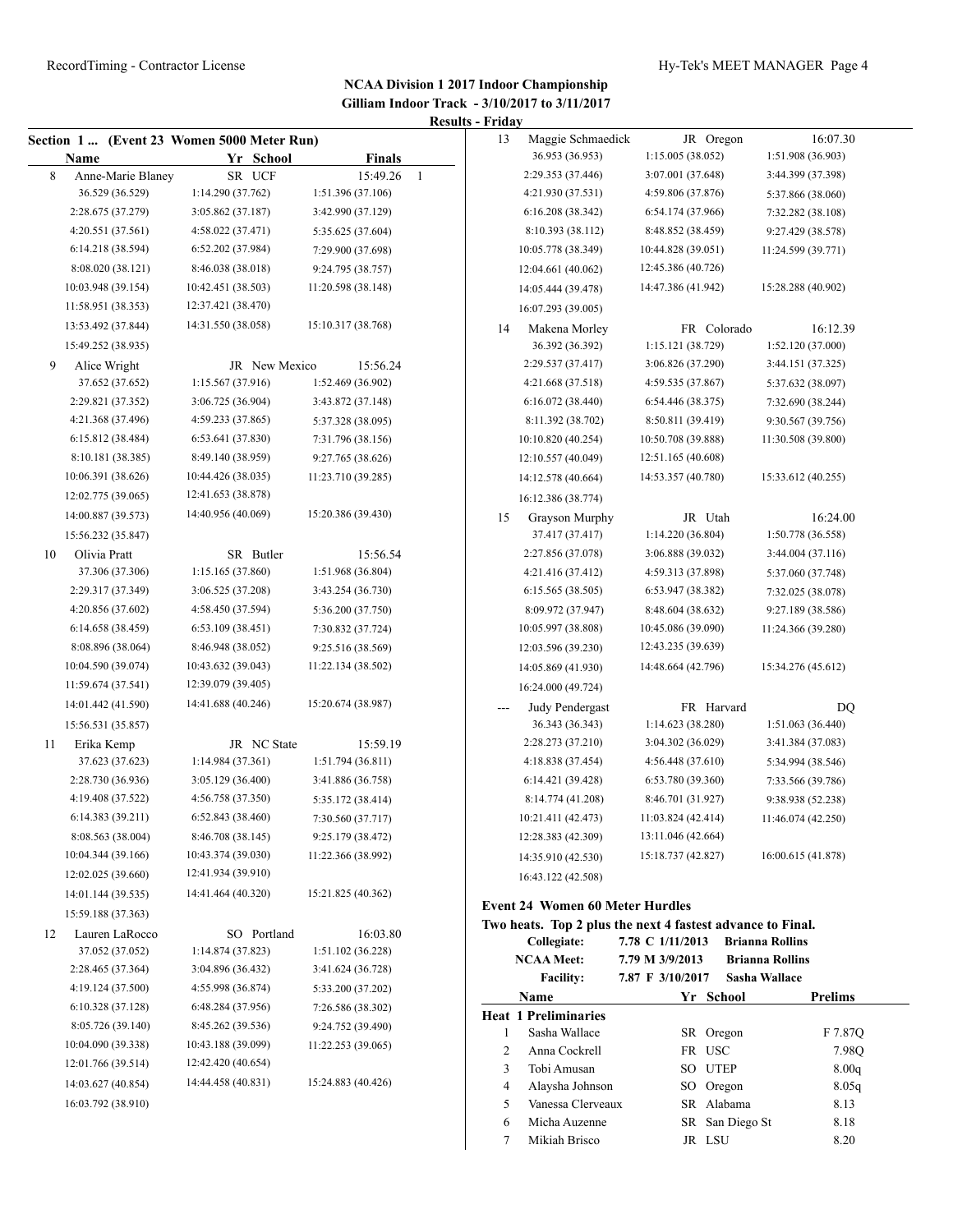## NCAA Division 1 2017 Indoor Championship
### Gilliam Indoor Track - 3/10/2017 to 3/11/2017
**Results - Friday**

**Section 1 ... (Event 23 Women 5000 Meter Run)**

| | Name | Yr | School | Finals | |
|---|---|---|---|---|---|
| 8 | Anne-Marie Blaney | SR | UCF | 15:49.26 | 1 |
| | 36.529 (36.529) | 1:14.290 (37.762) | 1:51.396 (37.106) | | |
| | 2:28.675 (37.279) | 3:05.862 (37.187) | 3:42.990 (37.129) | | |
| | 4:20.551 (37.561) | 4:58.022 (37.471) | 5:35.625 (37.604) | | |
| | 6:14.218 (38.594) | 6:52.202 (37.984) | 7:29.900 (37.698) | | |
| | 8:08.020 (38.121) | 8:46.038 (38.018) | 9:24.795 (38.757) | | |
| | 10:03.948 (39.154) | 10:42.451 (38.503) | 11:20.598 (38.148) | | |
| | 11:58.951 (38.353) | 12:37.421 (38.470) | | | |
| | 13:53.492 (37.844) | 14:31.550 (38.058) | 15:10.317 (38.768) | | |
| | 15:49.252 (38.935) | | | | |
| 9 | Alice Wright | JR | New Mexico | 15:56.24 | |
| | 37.652 (37.652) | 1:15.567 (37.916) | 1:52.469 (36.902) | | |
| | 2:29.821 (37.352) | 3:06.725 (36.904) | 3:43.872 (37.148) | | |
| | 4:21.368 (37.496) | 4:59.233 (37.865) | 5:37.328 (38.095) | | |
| | 6:15.812 (38.484) | 6:53.641 (37.830) | 7:31.796 (38.156) | | |
| | 8:10.181 (38.385) | 8:49.140 (38.959) | 9:27.765 (38.626) | | |
| | 10:06.391 (38.626) | 10:44.426 (38.035) | 11:23.710 (39.285) | | |
| | 12:02.775 (39.065) | 12:41.653 (38.878) | | | |
| | 14:00.887 (39.573) | 14:40.956 (40.069) | 15:20.386 (39.430) | | |
| | 15:56.232 (35.847) | | | | |
| 10 | Olivia Pratt | SR | Butler | 15:56.54 | |
| | 37.306 (37.306) | 1:15.165 (37.860) | 1:51.968 (36.804) | | |
| | 2:29.317 (37.349) | 3:06.525 (37.208) | 3:43.254 (36.730) | | |
| | 4:20.856 (37.602) | 4:58.450 (37.594) | 5:36.200 (37.750) | | |
| | 6:14.658 (38.459) | 6:53.109 (38.451) | 7:30.832 (37.724) | | |
| | 8:08.896 (38.064) | 8:46.948 (38.052) | 9:25.516 (38.569) | | |
| | 10:04.590 (39.074) | 10:43.632 (39.043) | 11:22.134 (38.502) | | |
| | 11:59.674 (37.541) | 12:39.079 (39.405) | | | |
| | 14:01.442 (41.590) | 14:41.688 (40.246) | 15:20.674 (38.987) | | |
| | 15:56.531 (35.857) | | | | |
| 11 | Erika Kemp | JR | NC State | 15:59.19 | |
| | 37.623 (37.623) | 1:14.984 (37.361) | 1:51.794 (36.811) | | |
| | 2:28.730 (36.936) | 3:05.129 (36.400) | 3:41.886 (36.758) | | |
| | 4:19.408 (37.522) | 4:56.758 (37.350) | 5:35.172 (38.414) | | |
| | 6:14.383 (39.211) | 6:52.843 (38.460) | 7:30.560 (37.717) | | |
| | 8:08.563 (38.004) | 8:46.708 (38.145) | 9:25.179 (38.472) | | |
| | 10:04.344 (39.166) | 10:43.374 (39.030) | 11:22.366 (38.992) | | |
| | 12:02.025 (39.660) | 12:41.934 (39.910) | | | |
| | 14:01.144 (39.535) | 14:41.464 (40.320) | 15:21.825 (40.362) | | |
| | 15:59.188 (37.363) | | | | |
| 12 | Lauren LaRocco | SO | Portland | 16:03.80 | |
| | 37.052 (37.052) | 1:14.874 (37.823) | 1:51.102 (36.228) | | |
| | 2:28.465 (37.364) | 3:04.896 (36.432) | 3:41.624 (36.728) | | |
| | 4:19.124 (37.500) | 4:55.998 (36.874) | 5:33.200 (37.202) | | |
| | 6:10.328 (37.128) | 6:48.284 (37.956) | 7:26.586 (38.302) | | |
| | 8:05.726 (39.140) | 8:45.262 (39.536) | 9:24.752 (39.490) | | |
| | 10:04.090 (39.338) | 10:43.188 (39.099) | 11:22.253 (39.065) | | |
| | 12:01.766 (39.514) | 12:42.420 (40.654) | | | |
| | 14:03.627 (40.854) | 14:44.458 (40.831) | 15:24.883 (40.426) | | |
| | 16:03.792 (38.910) | | | | |
| 13 | Maggie Schmaedick | JR | Oregon | 16:07.30 | |
| | 36.953 (36.953) | 1:15.005 (38.052) | 1:51.908 (36.903) | | |
| | 2:29.353 (37.446) | 3:07.001 (37.648) | 3:44.399 (37.398) | | |
| | 4:21.930 (37.531) | 4:59.806 (37.876) | 5:37.866 (38.060) | | |
| | 6:16.208 (38.342) | 6:54.174 (37.966) | 7:32.282 (38.108) | | |
| | 8:10.393 (38.112) | 8:48.852 (38.459) | 9:27.429 (38.578) | | |
| | 10:05.778 (38.349) | 10:44.828 (39.051) | 11:24.599 (39.771) | | |
| | 12:04.661 (40.062) | 12:45.386 (40.726) | | | |
| | 14:05.444 (39.478) | 14:47.386 (41.942) | 15:28.288 (40.902) | | |
| | 16:07.293 (39.005) | | | | |
| 14 | Makena Morley | FR | Colorado | 16:12.39 | |
| | 36.392 (36.392) | 1:15.121 (38.729) | 1:52.120 (37.000) | | |
| | 2:29.537 (37.417) | 3:06.826 (37.290) | 3:44.151 (37.325) | | |
| | 4:21.668 (37.518) | 4:59.535 (37.867) | 5:37.632 (38.097) | | |
| | 6:16.072 (38.440) | 6:54.446 (38.375) | 7:32.690 (38.244) | | |
| | 8:11.392 (38.702) | 8:50.811 (39.419) | 9:30.567 (39.756) | | |
| | 10:10.820 (40.254) | 10:50.708 (39.888) | 11:30.508 (39.800) | | |
| | 12:10.557 (40.049) | 12:51.165 (40.608) | | | |
| | 14:12.578 (40.664) | 14:53.357 (40.780) | 15:33.612 (40.255) | | |
| | 16:12.386 (38.774) | | | | |
| 15 | Grayson Murphy | JR | Utah | 16:24.00 | |
| | 37.417 (37.417) | 1:14.220 (36.804) | 1:50.778 (36.558) | | |
| | 2:27.856 (37.078) | 3:06.888 (39.032) | 3:44.004 (37.116) | | |
| | 4:21.416 (37.412) | 4:59.313 (37.898) | 5:37.060 (37.748) | | |
| | 6:15.565 (38.505) | 6:53.947 (38.382) | 7:32.025 (38.078) | | |
| | 8:09.972 (37.947) | 8:48.604 (38.632) | 9:27.189 (38.586) | | |
| | 10:05.997 (38.808) | 10:45.086 (39.090) | 11:24.366 (39.280) | | |
| | 12:03.596 (39.230) | 12:43.235 (39.639) | | | |
| | 14:05.869 (41.930) | 14:48.664 (42.796) | 15:34.276 (45.612) | | |
| | 16:24.000 (49.724) | | | | |
| --- | Judy Pendergast | FR | Harvard | DQ | |
| | 36.343 (36.343) | 1:14.623 (38.280) | 1:51.063 (36.440) | | |
| | 2:28.273 (37.210) | 3:04.302 (36.029) | 3:41.384 (37.083) | | |
| | 4:18.838 (37.454) | 4:56.448 (37.610) | 5:34.994 (38.546) | | |
| | 6:14.421 (39.428) | 6:53.780 (39.360) | 7:33.566 (39.786) | | |
| | 8:14.774 (41.208) | 8:46.701 (31.927) | 9:38.938 (52.238) | | |
| | 10:21.411 (42.473) | 11:03.824 (42.414) | 11:46.074 (42.250) | | |
| | 12:28.383 (42.309) | 13:11.046 (42.664) | | | |
| | 14:35.910 (42.530) | 15:18.737 (42.827) | 16:00.615 (41.878) | | |
| | 16:43.122 (42.508) | | | | |

**Event 24 Women 60 Meter Hurdles**

**Two heats. Top 2 plus the next 4 fastest advance to Final.**

| | | | |
|---|---|---|---|
| **Collegiate:** | 7.78 C 1/11/2013 | Brianna Rollins | |
| **NCAA Meet:** | 7.79 M 3/9/2013 | Brianna Rollins | |
| **Facility:** | 7.87 F 3/10/2017 | Sasha Wallace | |

| | Name | Yr | School | Prelims |
|---|---|---|---|---|
| **Heat 1 Preliminaries** | | | | |
| 1 | Sasha Wallace | SR | Oregon | F 7.87Q |
| 2 | Anna Cockrell | FR | USC | 7.98Q |
| 3 | Tobi Amusan | SO | UTEP | 8.00q |
| 4 | Alaysha Johnson | SO | Oregon | 8.05q |
| 5 | Vanessa Clerveaux | SR | Alabama | 8.13 |
| 6 | Micha Auzenne | SR | San Diego St | 8.18 |
| 7 | Mikiah Brisco | JR | LSU | 8.20 |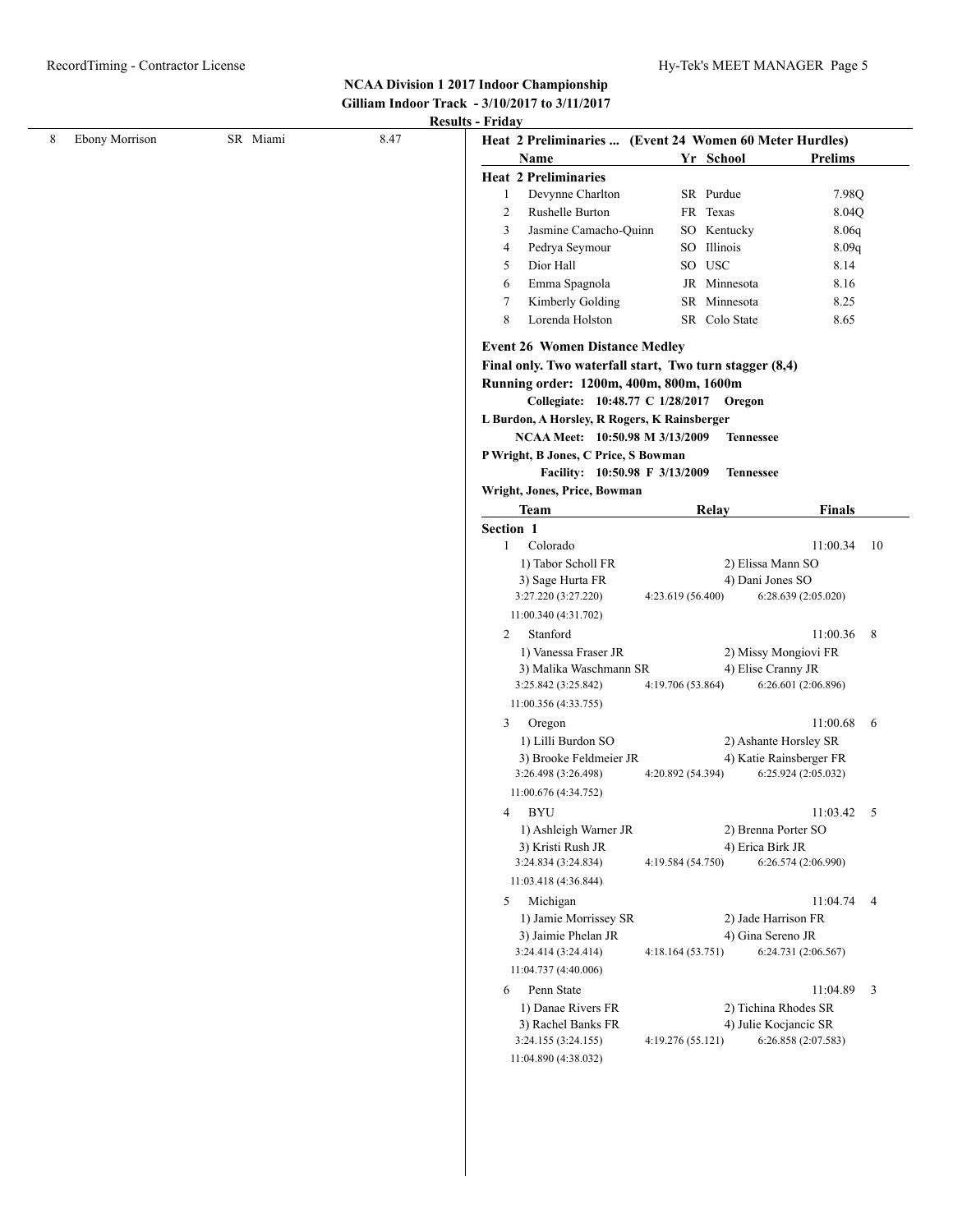**NCAA Division 1 2017 Indoor Championship**
**Gilliam Indoor Track - 3/10/2017 to 3/11/2017**
**Results - Friday**

| | | | | |
|---|---|---|---|---|
| 8 | Ebony Morrison | SR | Miami | 8.47 |

### Heat 2 Preliminaries ... (Event 24 Women 60 Meter Hurdles)

| | Name | Yr | School | Prelims |
|---|---|---|---|---|
| **Heat 2 Preliminaries** | | | | |
| 1 | Devynne Charlton | SR | Purdue | 7.98Q |
| 2 | Rushelle Burton | FR | Texas | 8.04Q |
| 3 | Jasmine Camacho-Quinn | SO | Kentucky | 8.06q |
| 4 | Pedrya Seymour | SO | Illinois | 8.09q |
| 5 | Dior Hall | SO | USC | 8.14 |
| 6 | Emma Spagnola | JR | Minnesota | 8.16 |
| 7 | Kimberly Golding | SR | Minnesota | 8.25 |
| 8 | Lorenda Holston | SR | Colo State | 8.65 |

### Event 26 Women Distance Medley

**Final only. Two waterfall start, Two turn stagger (8,4)**
**Running order: 1200m, 400m, 800m, 1600m**

**Collegiate: 10:48.77 C 1/28/2017 Oregon**
**L Burdon, A Horsley, R Rogers, K Rainsberger**
**NCAA Meet: 10:50.98 M 3/13/2009 Tennessee**
**P Wright, B Jones, C Price, S Bowman**
**Facility: 10:50.98 F 3/13/2009 Tennessee**
**Wright, Jones, Price, Bowman**

| | Team | Relay | Finals | |
|---|---|---|---|---|
| **Section 1** | | | | |
| 1 | Colorado | | 11:00.34 | 10 |
| | 1) Tabor Scholl FR | 2) Elissa Mann SO | | |
| | 3) Sage Hurta FR | 4) Dani Jones SO | | |
| | 3:27.220 (3:27.220) | 4:23.619 (56.400) | 6:28.639 (2:05.020) | |
| | 11:00.340 (4:31.702) | | | |
| 2 | Stanford | | 11:00.36 | 8 |
| | 1) Vanessa Fraser JR | 2) Missy Mongiovi FR | | |
| | 3) Malika Waschmann SR | 4) Elise Cranny JR | | |
| | 3:25.842 (3:25.842) | 4:19.706 (53.864) | 6:26.601 (2:06.896) | |
| | 11:00.356 (4:33.755) | | | |
| 3 | Oregon | | 11:00.68 | 6 |
| | 1) Lilli Burdon SO | 2) Ashante Horsley SR | | |
| | 3) Brooke Feldmeier JR | 4) Katie Rainsberger FR | | |
| | 3:26.498 (3:26.498) | 4:20.892 (54.394) | 6:25.924 (2:05.032) | |
| | 11:00.676 (4:34.752) | | | |
| 4 | BYU | | 11:03.42 | 5 |
| | 1) Ashleigh Warner JR | 2) Brenna Porter SO | | |
| | 3) Kristi Rush JR | 4) Erica Birk JR | | |
| | 3:24.834 (3:24.834) | 4:19.584 (54.750) | 6:26.574 (2:06.990) | |
| | 11:03.418 (4:36.844) | | | |
| 5 | Michigan | | 11:04.74 | 4 |
| | 1) Jamie Morrissey SR | 2) Jade Harrison FR | | |
| | 3) Jaimie Phelan JR | 4) Gina Sereno JR | | |
| | 3:24.414 (3:24.414) | 4:18.164 (53.751) | 6:24.731 (2:06.567) | |
| | 11:04.737 (4:40.006) | | | |
| 6 | Penn State | | 11:04.89 | 3 |
| | 1) Danae Rivers FR | 2) Tichina Rhodes SR | | |
| | 3) Rachel Banks FR | 4) Julie Kocjancic SR | | |
| | 3:24.155 (3:24.155) | 4:19.276 (55.121) | 6:26.858 (2:07.583) | |
| | 11:04.890 (4:38.032) | | | |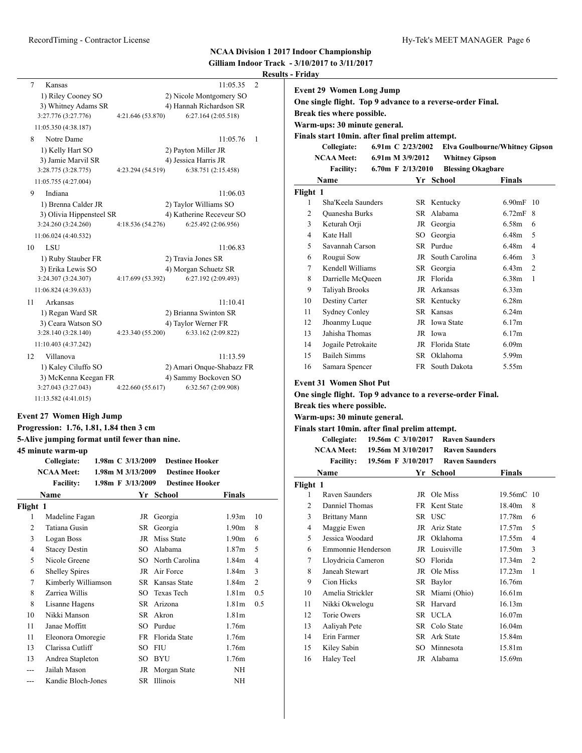**NCAA Division 1 2017 Indoor Championship**
**Gilliam Indoor Track - 3/10/2017 to 3/11/2017**
**Results - Friday**

| Place | Team | | | Finals | Points |
|---|---|---|---|---|---|
| 7 | Kansas | | | 11:05.35 | 2 |
| | 1) Riley Cooney SO | | 2) Nicole Montgomery SO | | |
| | 3) Whitney Adams SR | | 4) Hannah Richardson SR | | |
| | 3:27.776 (3:27.776) | 4:21.646 (53.870) | 6:27.164 (2:05.518) | | |
| | 11:05.350 (4:38.187) | | | | |
| 8 | Notre Dame | | | 11:05.76 | 1 |
| | 1) Kelly Hart SO | | 2) Payton Miller JR | | |
| | 3) Jamie Marvil SR | | 4) Jessica Harris JR | | |
| | 3:28.775 (3:28.775) | 4:23.294 (54.519) | 6:38.751 (2:15.458) | | |
| | 11:05.755 (4:27.004) | | | | |
| 9 | Indiana | | | 11:06.03 | |
| | 1) Brenna Calder JR | | 2) Taylor Williams SO | | |
| | 3) Olivia Hippensteel SR | | 4) Katherine Receveur SO | | |
| | 3:24.260 (3:24.260) | 4:18.536 (54.276) | 6:25.492 (2:06.956) | | |
| | 11:06.024 (4:40.532) | | | | |
| 10 | LSU | | | 11:06.83 | |
| | 1) Ruby Stauber FR | | 2) Travia Jones SR | | |
| | 3) Erika Lewis SO | | 4) Morgan Schuetz SR | | |
| | 3:24.307 (3:24.307) | 4:17.699 (53.392) | 6:27.192 (2:09.493) | | |
| | 11:06.824 (4:39.633) | | | | |
| 11 | Arkansas | | | 11:10.41 | |
| | 1) Regan Ward SR | | 2) Brianna Swinton SR | | |
| | 3) Ceara Watson SO | | 4) Taylor Werner FR | | |
| | 3:28.140 (3:28.140) | 4:23.340 (55.200) | 6:33.162 (2:09.822) | | |
| | 11:10.403 (4:37.242) | | | | |
| 12 | Villanova | | | 11:13.59 | |
| | 1) Kaley Ciluffo SO | | 2) Amari Onque-Shabazz FR | | |
| | 3) McKenna Keegan FR | | 4) Sammy Bockoven SO | | |
| | 3:27.043 (3:27.043) | 4:22.660 (55.617) | 6:32.567 (2:09.908) | | |
| | 11:13.582 (4:41.015) | | | | |

### Event 27 Women High Jump

**Progression: 1.76, 1.81, 1.84 then 3 cm**
**5-Alive jumping format until fewer than nine.**
**45 minute warm-up**

- **Collegiate:** 1.98m C 3/13/2009 Destinee Hooker
- **NCAA Meet:** 1.98m M 3/13/2009 Destinee Hooker
- **Facility:** 1.98m F 3/13/2009 Destinee Hooker

**Flight 1**

| Place | Name | Yr | School | Finals | Points |
|---|---|---|---|---|---|
| 1 | Madeline Fagan | JR | Georgia | 1.93m | 10 |
| 2 | Tatiana Gusin | SR | Georgia | 1.90m | 8 |
| 3 | Logan Boss | JR | Miss State | 1.90m | 6 |
| 4 | Stacey Destin | SO | Alabama | 1.87m | 5 |
| 5 | Nicole Greene | SO | North Carolina | 1.84m | 4 |
| 6 | Shelley Spires | JR | Air Force | 1.84m | 3 |
| 7 | Kimberly Williamson | SR | Kansas State | 1.84m | 2 |
| 8 | Zarriea Willis | SO | Texas Tech | 1.81m | 0.5 |
| 8 | Lisanne Hagens | SR | Arizona | 1.81m | 0.5 |
| 10 | Nikki Manson | SR | Akron | 1.81m | |
| 11 | Janae Moffitt | SO | Purdue | 1.76m | |
| 11 | Eleonora Omoregie | FR | Florida State | 1.76m | |
| 13 | Clarissa Cutliff | SO | FIU | 1.76m | |
| 13 | Andrea Stapleton | SO | BYU | 1.76m | |
| --- | Jailah Mason | JR | Morgan State | NH | |
| --- | Kandie Bloch-Jones | SR | Illinois | NH | |

### Event 29 Women Long Jump

**One single flight. Top 9 advance to a reverse-order Final.**
**Break ties where possible.**
**Warm-ups: 30 minute general.**
**Finals start 10min. after final prelim attempt.**

- **Collegiate:** 6.91m C 2/23/2002 Elva Goulbourne/Whitney Gipson
- **NCAA Meet:** 6.91m M 3/9/2012 Whitney Gipson
- **Facility:** 6.70m F 2/13/2010 Blessing Okagbare

**Flight 1**

| Place | Name | Yr | School | Finals | Points |
|---|---|---|---|---|---|
| 1 | Sha'Keela Saunders | SR | Kentucky | 6.90mF | 10 |
| 2 | Quanesha Burks | SR | Alabama | 6.72mF | 8 |
| 3 | Keturah Orji | JR | Georgia | 6.58m | 6 |
| 4 | Kate Hall | SO | Georgia | 6.48m | 5 |
| 5 | Savannah Carson | SR | Purdue | 6.48m | 4 |
| 6 | Rougui Sow | JR | South Carolina | 6.46m | 3 |
| 7 | Kendell Williams | SR | Georgia | 6.43m | 2 |
| 8 | Darrielle McQueen | JR | Florida | 6.38m | 1 |
| 9 | Taliyah Brooks | JR | Arkansas | 6.33m | |
| 10 | Destiny Carter | SR | Kentucky | 6.28m | |
| 11 | Sydney Conley | SR | Kansas | 6.24m | |
| 12 | Jhoanmy Luque | JR | Iowa State | 6.17m | |
| 13 | Jahisha Thomas | JR | Iowa | 6.17m | |
| 14 | Jogaile Petrokaite | JR | Florida State | 6.09m | |
| 15 | Baileh Simms | SR | Oklahoma | 5.99m | |
| 16 | Samara Spencer | FR | South Dakota | 5.55m | |

### Event 31 Women Shot Put

**One single flight. Top 9 advance to a reverse-order Final.**
**Break ties where possible.**
**Warm-ups: 30 minute general.**
**Finals start 10min. after final prelim attempt.**

- **Collegiate:** 19.56m C 3/10/2017 Raven Saunders
- **NCAA Meet:** 19.56m M 3/10/2017 Raven Saunders
- **Facility:** 19.56m F 3/10/2017 Raven Saunders

**Flight 1**

| Place | Name | Yr | School | Finals | Points |
|---|---|---|---|---|---|
| 1 | Raven Saunders | JR | Ole Miss | 19.56mC | 10 |
| 2 | Danniel Thomas | FR | Kent State | 18.40m | 8 |
| 3 | Brittany Mann | SR | USC | 17.78m | 6 |
| 4 | Maggie Ewen | JR | Ariz State | 17.57m | 5 |
| 5 | Jessica Woodard | JR | Oklahoma | 17.55m | 4 |
| 6 | Emmonnie Henderson | JR | Louisville | 17.50m | 3 |
| 7 | Lloydricia Cameron | SO | Florida | 17.34m | 2 |
| 8 | Janeah Stewart | JR | Ole Miss | 17.23m | 1 |
| 9 | Cion Hicks | SR | Baylor | 16.76m | |
| 10 | Amelia Strickler | SR | Miami (Ohio) | 16.61m | |
| 11 | Nikki Okwelogu | SR | Harvard | 16.13m | |
| 12 | Torie Owers | SR | UCLA | 16.07m | |
| 13 | Aaliyah Pete | SR | Colo State | 16.04m | |
| 14 | Erin Farmer | SR | Ark State | 15.84m | |
| 15 | Kiley Sabin | SO | Minnesota | 15.81m | |
| 16 | Haley Teel | JR | Alabama | 15.69m | |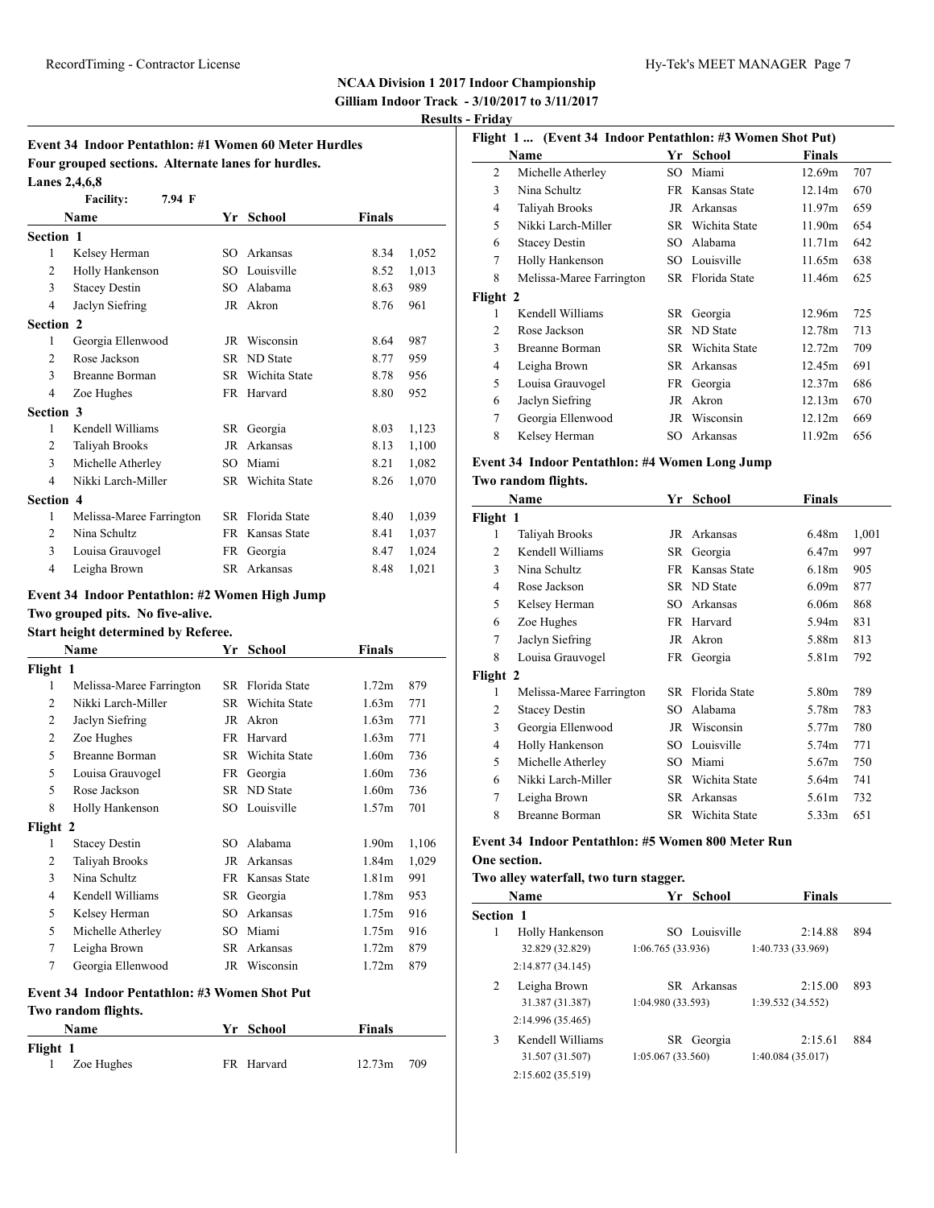**NCAA Division 1 2017 Indoor Championship**
**Gilliam Indoor Track - 3/10/2017 to 3/11/2017**
**Results - Friday**

### Event 34 Indoor Pentathlon: #1 Women 60 Meter Hurdles

**Four grouped sections. Alternate lanes for hurdles.**
**Lanes 2,4,6,8**

Facility: 7.94 F

| | Name | Yr | School | Finals | |
|---|---|---|---|---|---|
| **Section 1** | | | | | |
| 1 | Kelsey Herman | SO | Arkansas | 8.34 | 1,052 |
| 2 | Holly Hankenson | SO | Louisville | 8.52 | 1,013 |
| 3 | Stacey Destin | SO | Alabama | 8.63 | 989 |
| 4 | Jaclyn Siefring | JR | Akron | 8.76 | 961 |
| **Section 2** | | | | | |
| 1 | Georgia Ellenwood | JR | Wisconsin | 8.64 | 987 |
| 2 | Rose Jackson | SR | ND State | 8.77 | 959 |
| 3 | Breanne Borman | SR | Wichita State | 8.78 | 956 |
| 4 | Zoe Hughes | FR | Harvard | 8.80 | 952 |
| **Section 3** | | | | | |
| 1 | Kendell Williams | SR | Georgia | 8.03 | 1,123 |
| 2 | Taliyah Brooks | JR | Arkansas | 8.13 | 1,100 |
| 3 | Michelle Atherley | SO | Miami | 8.21 | 1,082 |
| 4 | Nikki Larch-Miller | SR | Wichita State | 8.26 | 1,070 |
| **Section 4** | | | | | |
| 1 | Melissa-Maree Farrington | SR | Florida State | 8.40 | 1,039 |
| 2 | Nina Schultz | FR | Kansas State | 8.41 | 1,037 |
| 3 | Louisa Grauvogel | FR | Georgia | 8.47 | 1,024 |
| 4 | Leigha Brown | SR | Arkansas | 8.48 | 1,021 |

### Event 34 Indoor Pentathlon: #2 Women High Jump

**Two grouped pits. No five-alive.**
**Start height determined by Referee.**

| | Name | Yr | School | Finals | |
|---|---|---|---|---|---|
| **Flight 1** | | | | | |
| 1 | Melissa-Maree Farrington | SR | Florida State | 1.72m | 879 |
| 2 | Nikki Larch-Miller | SR | Wichita State | 1.63m | 771 |
| 2 | Jaclyn Siefring | JR | Akron | 1.63m | 771 |
| 2 | Zoe Hughes | FR | Harvard | 1.63m | 771 |
| 5 | Breanne Borman | SR | Wichita State | 1.60m | 736 |
| 5 | Louisa Grauvogel | FR | Georgia | 1.60m | 736 |
| 5 | Rose Jackson | SR | ND State | 1.60m | 736 |
| 8 | Holly Hankenson | SO | Louisville | 1.57m | 701 |
| **Flight 2** | | | | | |
| 1 | Stacey Destin | SO | Alabama | 1.90m | 1,106 |
| 2 | Taliyah Brooks | JR | Arkansas | 1.84m | 1,029 |
| 3 | Nina Schultz | FR | Kansas State | 1.81m | 991 |
| 4 | Kendell Williams | SR | Georgia | 1.78m | 953 |
| 5 | Kelsey Herman | SO | Arkansas | 1.75m | 916 |
| 5 | Michelle Atherley | SO | Miami | 1.75m | 916 |
| 7 | Leigha Brown | SR | Arkansas | 1.72m | 879 |
| 7 | Georgia Ellenwood | JR | Wisconsin | 1.72m | 879 |

### Event 34 Indoor Pentathlon: #3 Women Shot Put

**Two random flights.**

| | Name | Yr | School | Finals | |
|---|---|---|---|---|---|
| **Flight 1** | | | | | |
| 1 | Zoe Hughes | FR | Harvard | 12.73m | 709 |
| 2 | Michelle Atherley | SO | Miami | 12.69m | 707 |
| 3 | Nina Schultz | FR | Kansas State | 12.14m | 670 |
| 4 | Taliyah Brooks | JR | Arkansas | 11.97m | 659 |
| 5 | Nikki Larch-Miller | SR | Wichita State | 11.90m | 654 |
| 6 | Stacey Destin | SO | Alabama | 11.71m | 642 |
| 7 | Holly Hankenson | SO | Louisville | 11.65m | 638 |
| 8 | Melissa-Maree Farrington | SR | Florida State | 11.46m | 625 |
| **Flight 2** | | | | | |
| 1 | Kendell Williams | SR | Georgia | 12.96m | 725 |
| 2 | Rose Jackson | SR | ND State | 12.78m | 713 |
| 3 | Breanne Borman | SR | Wichita State | 12.72m | 709 |
| 4 | Leigha Brown | SR | Arkansas | 12.45m | 691 |
| 5 | Louisa Grauvogel | FR | Georgia | 12.37m | 686 |
| 6 | Jaclyn Siefring | JR | Akron | 12.13m | 670 |
| 7 | Georgia Ellenwood | JR | Wisconsin | 12.12m | 669 |
| 8 | Kelsey Herman | SO | Arkansas | 11.92m | 656 |

### Event 34 Indoor Pentathlon: #4 Women Long Jump

**Two random flights.**

| | Name | Yr | School | Finals | |
|---|---|---|---|---|---|
| **Flight 1** | | | | | |
| 1 | Taliyah Brooks | JR | Arkansas | 6.48m | 1,001 |
| 2 | Kendell Williams | SR | Georgia | 6.47m | 997 |
| 3 | Nina Schultz | FR | Kansas State | 6.18m | 905 |
| 4 | Rose Jackson | SR | ND State | 6.09m | 877 |
| 5 | Kelsey Herman | SO | Arkansas | 6.06m | 868 |
| 6 | Zoe Hughes | FR | Harvard | 5.94m | 831 |
| 7 | Jaclyn Siefring | JR | Akron | 5.88m | 813 |
| 8 | Louisa Grauvogel | FR | Georgia | 5.81m | 792 |
| **Flight 2** | | | | | |
| 1 | Melissa-Maree Farrington | SR | Florida State | 5.80m | 789 |
| 2 | Stacey Destin | SO | Alabama | 5.78m | 783 |
| 3 | Georgia Ellenwood | JR | Wisconsin | 5.77m | 780 |
| 4 | Holly Hankenson | SO | Louisville | 5.74m | 771 |
| 5 | Michelle Atherley | SO | Miami | 5.67m | 750 |
| 6 | Nikki Larch-Miller | SR | Wichita State | 5.64m | 741 |
| 7 | Leigha Brown | SR | Arkansas | 5.61m | 732 |
| 8 | Breanne Borman | SR | Wichita State | 5.33m | 651 |

### Event 34 Indoor Pentathlon: #5 Women 800 Meter Run

**One section.**
**Two alley waterfall, two turn stagger.**

| | Name | Yr | School | Finals | |
|---|---|---|---|---|---|
| **Section 1** | | | | | |
| 1 | Holly Hankenson | SO | Louisville | 2:14.88 | 894 |
| | 32.829 (32.829) | 1:06.765 (33.936) | 1:40.733 (33.969) | 2:14.877 (34.145) | |
| 2 | Leigha Brown | SR | Arkansas | 2:15.00 | 893 |
| | 31.387 (31.387) | 1:04.980 (33.593) | 1:39.532 (34.552) | 2:14.996 (35.465) | |
| 3 | Kendell Williams | SR | Georgia | 2:15.61 | 884 |
| | 31.507 (31.507) | 1:05.067 (33.560) | 1:40.084 (35.017) | 2:15.602 (35.519) | |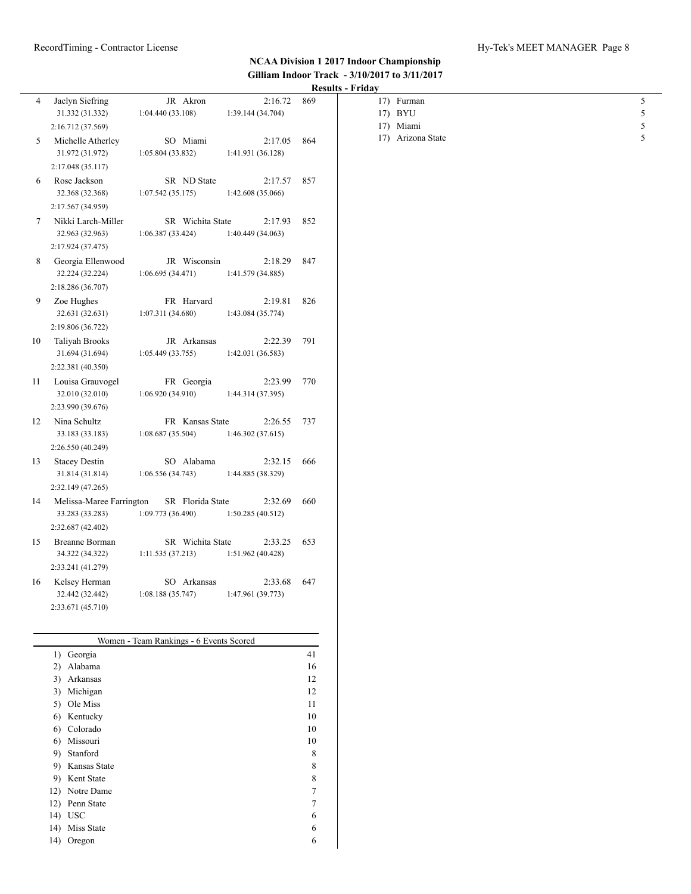## NCAA Division 1 2017 Indoor Championship
### Gilliam Indoor Track - 3/10/2017 to 3/11/2017
#### Results - Friday

| Place | Name | Year | School | Time | Points |
|---|---|---|---|---|---|
| 4 | Jaclyn Siefring | JR | Akron | 2:16.72 | 869 |
| | 31.332 (31.332) | 1:04.440 (33.108) | 1:39.144 (34.704) | 2:16.712 (37.569) | |
| 5 | Michelle Atherley | SO | Miami | 2:17.05 | 864 |
| | 31.972 (31.972) | 1:05.804 (33.832) | 1:41.931 (36.128) | 2:17.048 (35.117) | |
| 6 | Rose Jackson | SR | ND State | 2:17.57 | 857 |
| | 32.368 (32.368) | 1:07.542 (35.175) | 1:42.608 (35.066) | 2:17.567 (34.959) | |
| 7 | Nikki Larch-Miller | SR | Wichita State | 2:17.93 | 852 |
| | 32.963 (32.963) | 1:06.387 (33.424) | 1:40.449 (34.063) | 2:17.924 (37.475) | |
| 8 | Georgia Ellenwood | JR | Wisconsin | 2:18.29 | 847 |
| | 32.224 (32.224) | 1:06.695 (34.471) | 1:41.579 (34.885) | 2:18.286 (36.707) | |
| 9 | Zoe Hughes | FR | Harvard | 2:19.81 | 826 |
| | 32.631 (32.631) | 1:07.311 (34.680) | 1:43.084 (35.774) | 2:19.806 (36.722) | |
| 10 | Taliyah Brooks | JR | Arkansas | 2:22.39 | 791 |
| | 31.694 (31.694) | 1:05.449 (33.755) | 1:42.031 (36.583) | 2:22.381 (40.350) | |
| 11 | Louisa Grauvogel | FR | Georgia | 2:23.99 | 770 |
| | 32.010 (32.010) | 1:06.920 (34.910) | 1:44.314 (37.395) | 2:23.990 (39.676) | |
| 12 | Nina Schultz | FR | Kansas State | 2:26.55 | 737 |
| | 33.183 (33.183) | 1:08.687 (35.504) | 1:46.302 (37.615) | 2:26.550 (40.249) | |
| 13 | Stacey Destin | SO | Alabama | 2:32.15 | 666 |
| | 31.814 (31.814) | 1:06.556 (34.743) | 1:44.885 (38.329) | 2:32.149 (47.265) | |
| 14 | Melissa-Maree Farrington | SR | Florida State | 2:32.69 | 660 |
| | 33.283 (33.283) | 1:09.773 (36.490) | 1:50.285 (40.512) | 2:32.687 (42.402) | |
| 15 | Breanne Borman | SR | Wichita State | 2:33.25 | 653 |
| | 34.322 (34.322) | 1:11.535 (37.213) | 1:51.962 (40.428) | 2:33.241 (41.279) | |
| 16 | Kelsey Herman | SO | Arkansas | 2:33.68 | 647 |
| | 32.442 (32.442) | 1:08.188 (35.747) | 1:47.961 (39.773) | 2:33.671 (45.710) | |

### Women - Team Rankings - 6 Events Scored

| Rank | Team | Points |
|---|---|---|
| 1) | Georgia | 41 |
| 2) | Alabama | 16 |
| 3) | Arkansas | 12 |
| 3) | Michigan | 12 |
| 5) | Ole Miss | 11 |
| 6) | Kentucky | 10 |
| 6) | Colorado | 10 |
| 6) | Missouri | 10 |
| 9) | Stanford | 8 |
| 9) | Kansas State | 8 |
| 9) | Kent State | 8 |
| 12) | Notre Dame | 7 |
| 12) | Penn State | 7 |
| 14) | USC | 6 |
| 14) | Miss State | 6 |
| 14) | Oregon | 6 |
| 17) | Furman | 5 |
| 17) | BYU | 5 |
| 17) | Miami | 5 |
| 17) | Arizona State | 5 |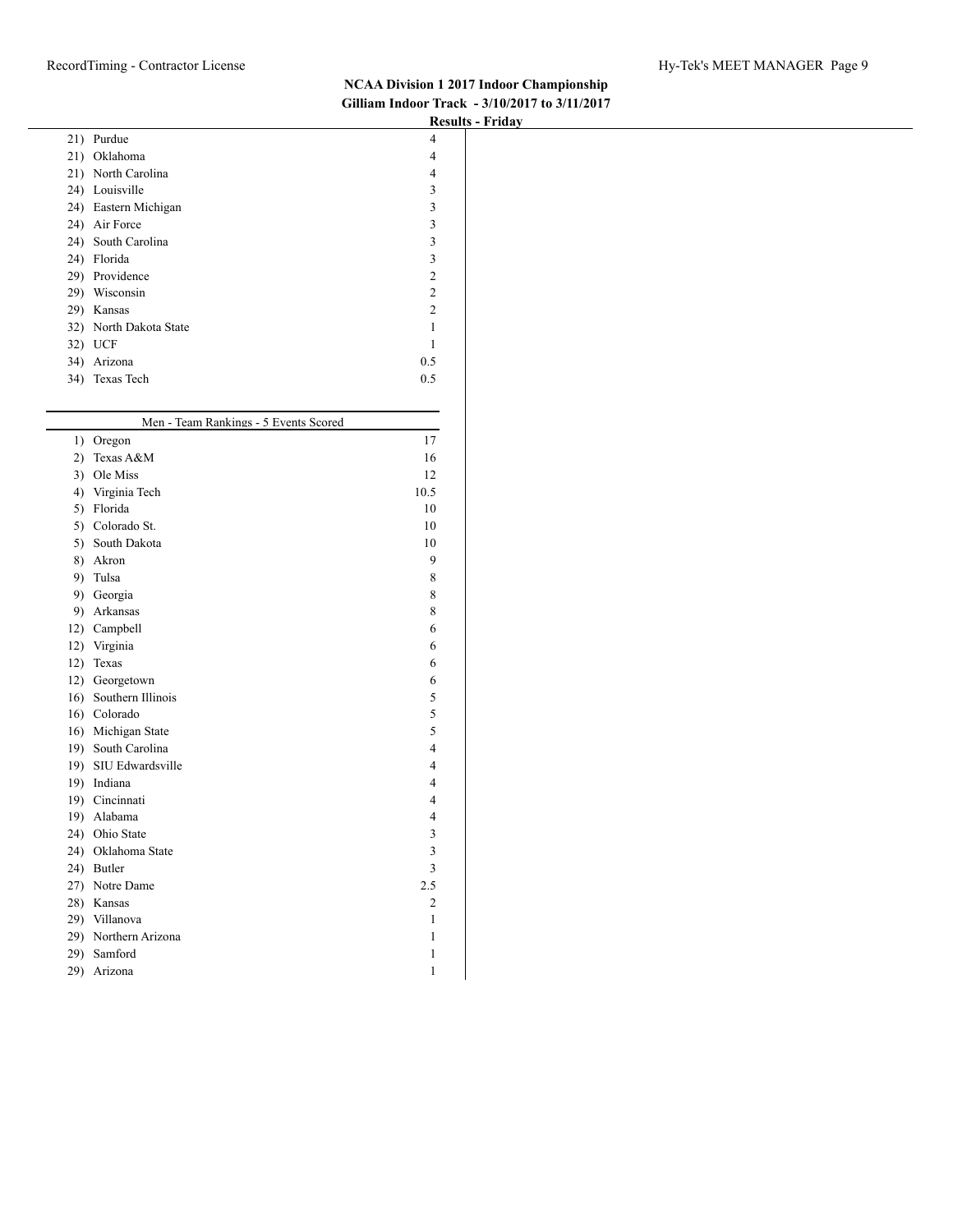## NCAA Division 1 2017 Indoor Championship

**Gilliam Indoor Track - 3/10/2017 to 3/11/2017**

**Results - Friday**

| Rank | Team | Points |
|---|---|---|
| 21) | Purdue | 4 |
| 21) | Oklahoma | 4 |
| 21) | North Carolina | 4 |
| 24) | Louisville | 3 |
| 24) | Eastern Michigan | 3 |
| 24) | Air Force | 3 |
| 24) | South Carolina | 3 |
| 24) | Florida | 3 |
| 29) | Providence | 2 |
| 29) | Wisconsin | 2 |
| 29) | Kansas | 2 |
| 32) | North Dakota State | 1 |
| 32) | UCF | 1 |
| 34) | Arizona | 0.5 |
| 34) | Texas Tech | 0.5 |

### Men - Team Rankings - 5 Events Scored

| Rank | Team | Points |
|---|---|---|
| 1) | Oregon | 17 |
| 2) | Texas A&M | 16 |
| 3) | Ole Miss | 12 |
| 4) | Virginia Tech | 10.5 |
| 5) | Florida | 10 |
| 5) | Colorado St. | 10 |
| 5) | South Dakota | 10 |
| 8) | Akron | 9 |
| 9) | Tulsa | 8 |
| 9) | Georgia | 8 |
| 9) | Arkansas | 8 |
| 12) | Campbell | 6 |
| 12) | Virginia | 6 |
| 12) | Texas | 6 |
| 12) | Georgetown | 6 |
| 16) | Southern Illinois | 5 |
| 16) | Colorado | 5 |
| 16) | Michigan State | 5 |
| 19) | South Carolina | 4 |
| 19) | SIU Edwardsville | 4 |
| 19) | Indiana | 4 |
| 19) | Cincinnati | 4 |
| 19) | Alabama | 4 |
| 24) | Ohio State | 3 |
| 24) | Oklahoma State | 3 |
| 24) | Butler | 3 |
| 27) | Notre Dame | 2.5 |
| 28) | Kansas | 2 |
| 29) | Villanova | 1 |
| 29) | Northern Arizona | 1 |
| 29) | Samford | 1 |
| 29) | Arizona | 1 |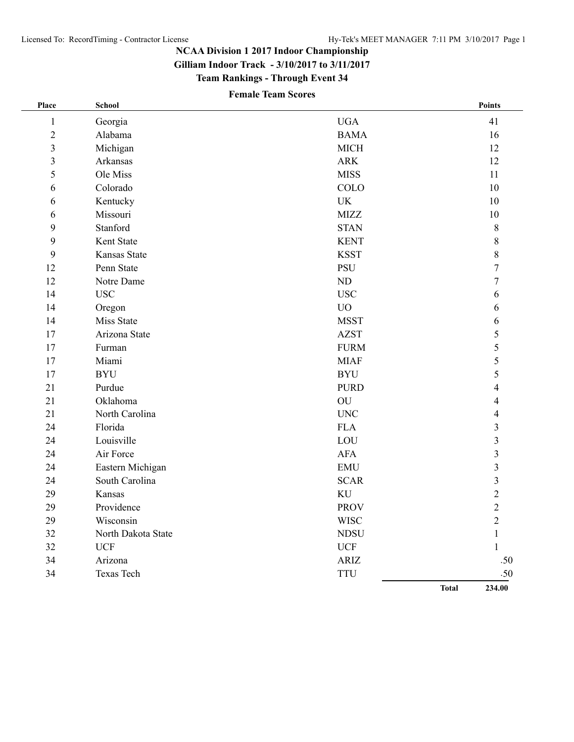# NCAA Division 1 2017 Indoor Championship

## Gilliam Indoor Track - 3/10/2017 to 3/11/2017

### Team Rankings - Through Event 34

**Female Team Scores**

| Place | School | | Points |
|---|---|---|---|
| 1 | Georgia | UGA | 41 |
| 2 | Alabama | BAMA | 16 |
| 3 | Michigan | MICH | 12 |
| 3 | Arkansas | ARK | 12 |
| 5 | Ole Miss | MISS | 11 |
| 6 | Colorado | COLO | 10 |
| 6 | Kentucky | UK | 10 |
| 6 | Missouri | MIZZ | 10 |
| 9 | Stanford | STAN | 8 |
| 9 | Kent State | KENT | 8 |
| 9 | Kansas State | KSST | 8 |
| 12 | Penn State | PSU | 7 |
| 12 | Notre Dame | ND | 7 |
| 14 | USC | USC | 6 |
| 14 | Oregon | UO | 6 |
| 14 | Miss State | MSST | 6 |
| 17 | Arizona State | AZST | 5 |
| 17 | Furman | FURM | 5 |
| 17 | Miami | MIAF | 5 |
| 17 | BYU | BYU | 5 |
| 21 | Purdue | PURD | 4 |
| 21 | Oklahoma | OU | 4 |
| 21 | North Carolina | UNC | 4 |
| 24 | Florida | FLA | 3 |
| 24 | Louisville | LOU | 3 |
| 24 | Air Force | AFA | 3 |
| 24 | Eastern Michigan | EMU | 3 |
| 24 | South Carolina | SCAR | 3 |
| 29 | Kansas | KU | 2 |
| 29 | Providence | PROV | 2 |
| 29 | Wisconsin | WISC | 2 |
| 32 | North Dakota State | NDSU | 1 |
| 32 | UCF | UCF | 1 |
| 34 | Arizona | ARIZ | .50 |
| 34 | Texas Tech | TTU | .50 |
| | | **Total** | **234.00** |